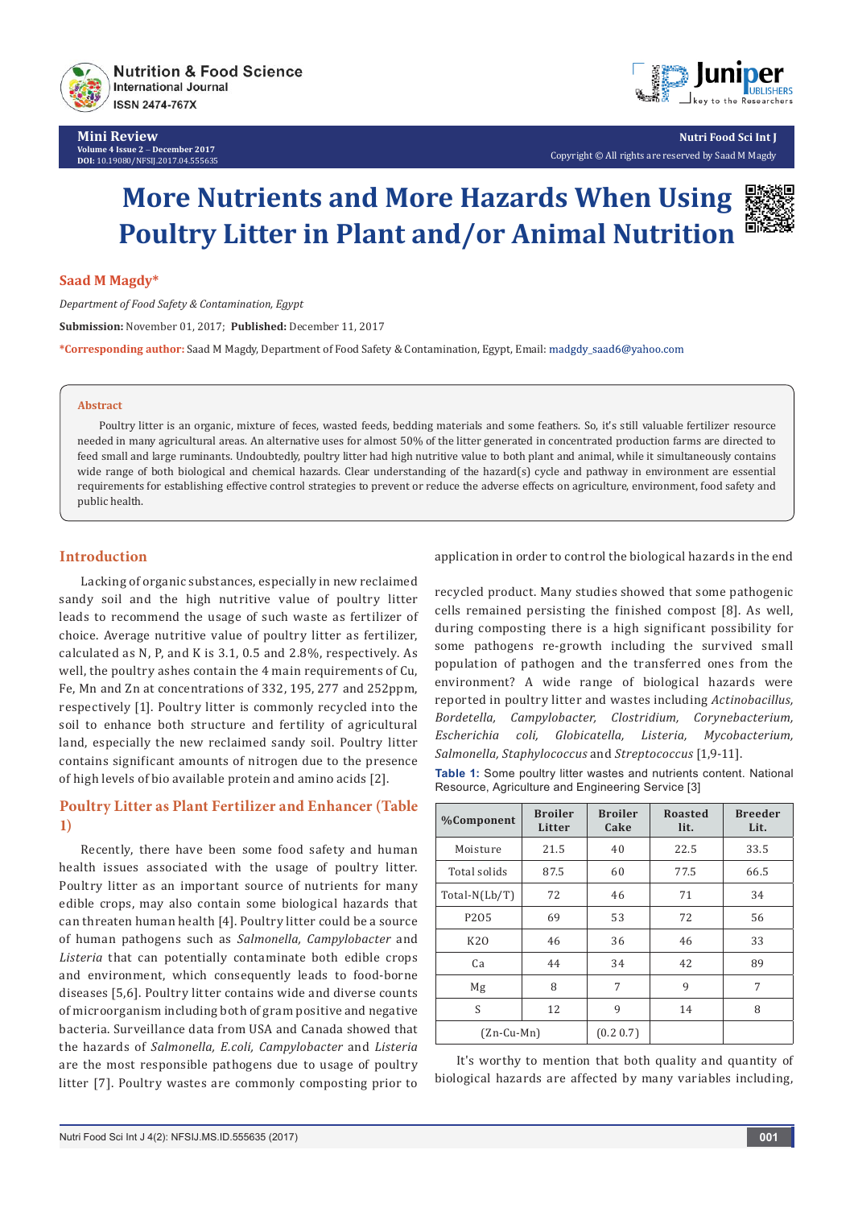Mini Review
Volume 4 Issue 2 – December 2017
DOI: 10.19080/NFSIJ.2017.04.555635

Nutri Food Sci Int J
Copyright © All rights are reserved by Saad M Magdy

# More Nutrients and More Hazards When Using Poultry Litter in Plant and/or Animal Nutrition

**Saad M Magdy***

*Department of Food Safety & Contamination, Egypt*

**Submission:** November 01, 2017; **Published:** December 11, 2017

***Corresponding author:** Saad M Magdy, Department of Food Safety & Contamination, Egypt, Email: madgdy_saad6@yahoo.com

## Abstract

Poultry litter is an organic, mixture of feces, wasted feeds, bedding materials and some feathers. So, it's still valuable fertilizer resource needed in many agricultural areas. An alternative uses for almost 50% of the litter generated in concentrated production farms are directed to feed small and large ruminants. Undoubtedly, poultry litter had high nutritive value to both plant and animal, while it simultaneously contains wide range of both biological and chemical hazards. Clear understanding of the hazard(s) cycle and pathway in environment are essential requirements for establishing effective control strategies to prevent or reduce the adverse effects on agriculture, environment, food safety and public health.

## Introduction

Lacking of organic substances, especially in new reclaimed sandy soil and the high nutritive value of poultry litter leads to recommend the usage of such waste as fertilizer of choice. Average nutritive value of poultry litter as fertilizer, calculated as N, P, and K is 3.1, 0.5 and 2.8%, respectively. As well, the poultry ashes contain the 4 main requirements of Cu, Fe, Mn and Zn at concentrations of 332, 195, 277 and 252ppm, respectively [1]. Poultry litter is commonly recycled into the soil to enhance both structure and fertility of agricultural land, especially the new reclaimed sandy soil. Poultry litter contains significant amounts of nitrogen due to the presence of high levels of bio available protein and amino acids [2].

## Poultry Litter as Plant Fertilizer and Enhancer (Table 1)

Recently, there have been some food safety and human health issues associated with the usage of poultry litter. Poultry litter as an important source of nutrients for many edible crops, may also contain some biological hazards that can threaten human health [4]. Poultry litter could be a source of human pathogens such as *Salmonella, Campylobacter* and *Listeria* that can potentially contaminate both edible crops and environment, which consequently leads to food-borne diseases [5,6]. Poultry litter contains wide and diverse counts of microorganism including both of gram positive and negative bacteria. Surveillance data from USA and Canada showed that the hazards of *Salmonella, E.coli, Campylobacter* and *Listeria* are the most responsible pathogens due to usage of poultry litter [7]. Poultry wastes are commonly composting prior to application in order to control the biological hazards in the end recycled product. Many studies showed that some pathogenic cells remained persisting the finished compost [8]. As well, during composting there is a high significant possibility for some pathogens re-growth including the survived small population of pathogen and the transferred ones from the environment? A wide range of biological hazards were reported in poultry litter and wastes including *Actinobacillus, Bordetella, Campylobacter, Clostridium, Corynebacterium, Escherichia coli, Globicatella, Listeria, Mycobacterium, Salmonella, Staphylococcus* and *Streptococcus* [1,9-11].

**Table 1:** Some poultry litter wastes and nutrients content. National Resource, Agriculture and Engineering Service [3]

| %Component | Broiler Litter | Broiler Cake | Roasted lit. | Breeder Lit. |
|---|---|---|---|---|
| Moisture | 21.5 | 40 | 22.5 | 33.5 |
| Total solids | 87.5 | 60 | 77.5 | 66.5 |
| Total-N(Lb/T) | 72 | 46 | 71 | 34 |
| P2O5 | 69 | 53 | 72 | 56 |
| K2O | 46 | 36 | 46 | 33 |
| Ca | 44 | 34 | 42 | 89 |
| Mg | 8 | 7 | 9 | 7 |
| S | 12 | 9 | 14 | 8 |
| (Zn-Cu-Mn) | | (0.2 0.7) | | |

It's worthy to mention that both quality and quantity of biological hazards are affected by many variables including,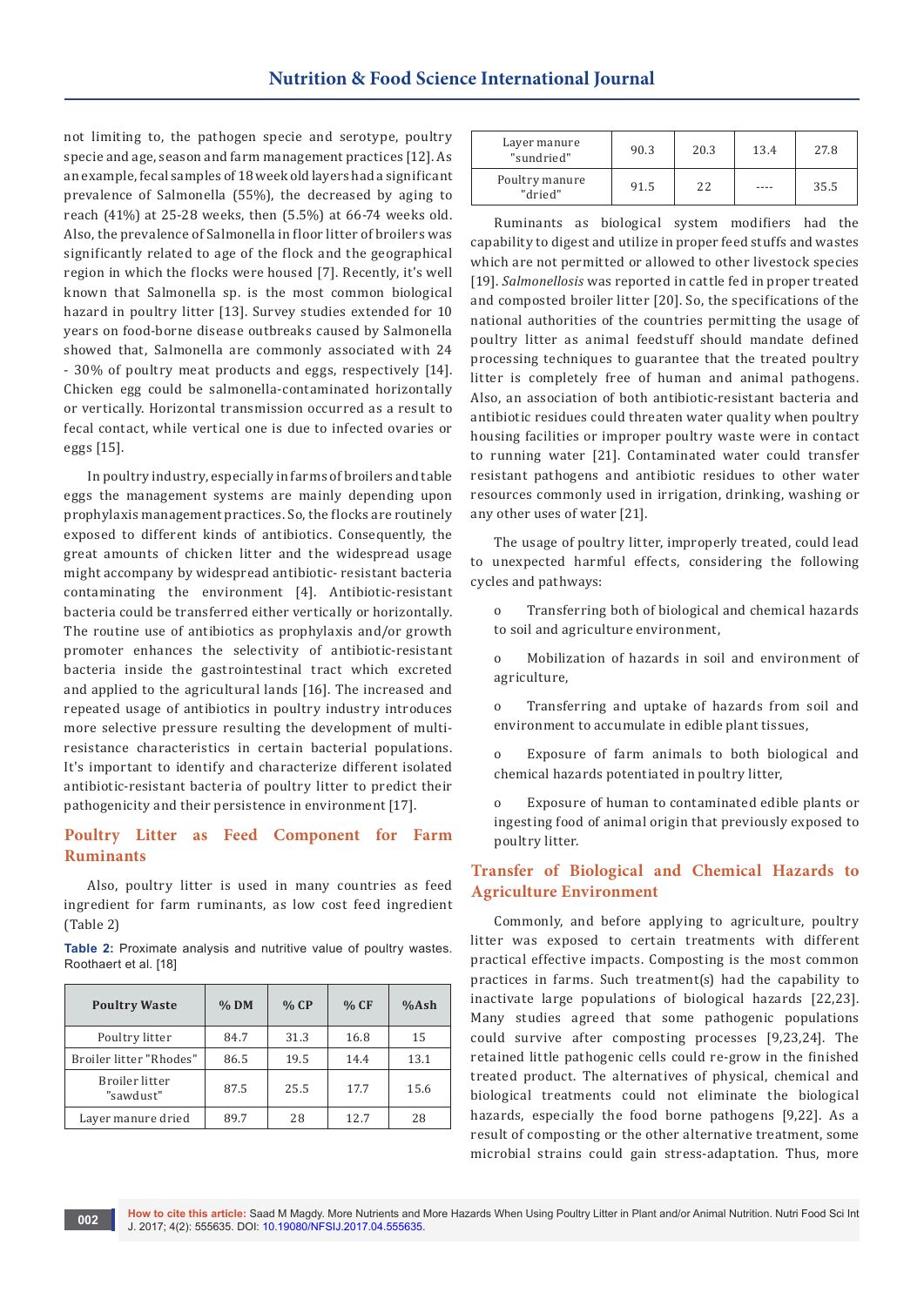not limiting to, the pathogen specie and serotype, poultry specie and age, season and farm management practices [12]. As an example, fecal samples of 18 week old layers had a significant prevalence of Salmonella (55%), the decreased by aging to reach (41%) at 25-28 weeks, then (5.5%) at 66-74 weeks old. Also, the prevalence of Salmonella in floor litter of broilers was significantly related to age of the flock and the geographical region in which the flocks were housed [7]. Recently, it's well known that Salmonella sp. is the most common biological hazard in poultry litter [13]. Survey studies extended for 10 years on food-borne disease outbreaks caused by Salmonella showed that, Salmonella are commonly associated with 24 - 30% of poultry meat products and eggs, respectively [14]. Chicken egg could be salmonella-contaminated horizontally or vertically. Horizontal transmission occurred as a result to fecal contact, while vertical one is due to infected ovaries or eggs [15].

In poultry industry, especially in farms of broilers and table eggs the management systems are mainly depending upon prophylaxis management practices. So, the flocks are routinely exposed to different kinds of antibiotics. Consequently, the great amounts of chicken litter and the widespread usage might accompany by widespread antibiotic- resistant bacteria contaminating the environment [4]. Antibiotic-resistant bacteria could be transferred either vertically or horizontally. The routine use of antibiotics as prophylaxis and/or growth promoter enhances the selectivity of antibiotic-resistant bacteria inside the gastrointestinal tract which excreted and applied to the agricultural lands [16]. The increased and repeated usage of antibiotics in poultry industry introduces more selective pressure resulting the development of multi-resistance characteristics in certain bacterial populations. It's important to identify and characterize different isolated antibiotic-resistant bacteria of poultry litter to predict their pathogenicity and their persistence in environment [17].

## Poultry Litter as Feed Component for Farm Ruminants

Also, poultry litter is used in many countries as feed ingredient for farm ruminants, as low cost feed ingredient (Table 2)

**Table 2:** Proximate analysis and nutritive value of poultry wastes. Roothaert et al. [18]

| Poultry Waste | % DM | % CP | % CF | %Ash |
|---|---|---|---|---|
| Poultry litter | 84.7 | 31.3 | 16.8 | 15 |
| Broiler litter "Rhodes" | 86.5 | 19.5 | 14.4 | 13.1 |
| Broiler litter "sawdust" | 87.5 | 25.5 | 17.7 | 15.6 |
| Layer manure dried | 89.7 | 28 | 12.7 | 28 |
| Layer manure "sundried" | 90.3 | 20.3 | 13.4 | 27.8 |
| Poultry manure "dried" | 91.5 | 22 | ---- | 35.5 |

Ruminants as biological system modifiers had the capability to digest and utilize in proper feed stuffs and wastes which are not permitted or allowed to other livestock species [19]. *Salmonellosis* was reported in cattle fed in proper treated and composted broiler litter [20]. So, the specifications of the national authorities of the countries permitting the usage of poultry litter as animal feedstuff should mandate defined processing techniques to guarantee that the treated poultry litter is completely free of human and animal pathogens. Also, an association of both antibiotic-resistant bacteria and antibiotic residues could threaten water quality when poultry housing facilities or improper poultry waste were in contact to running water [21]. Contaminated water could transfer resistant pathogens and antibiotic residues to other water resources commonly used in irrigation, drinking, washing or any other uses of water [21].

The usage of poultry litter, improperly treated, could lead to unexpected harmful effects, considering the following cycles and pathways:

- Transferring both of biological and chemical hazards to soil and agriculture environment,
- Mobilization of hazards in soil and environment of agriculture,
- Transferring and uptake of hazards from soil and environment to accumulate in edible plant tissues,
- Exposure of farm animals to both biological and chemical hazards potentiated in poultry litter,
- Exposure of human to contaminated edible plants or ingesting food of animal origin that previously exposed to poultry litter.

## Transfer of Biological and Chemical Hazards to Agriculture Environment

Commonly, and before applying to agriculture, poultry litter was exposed to certain treatments with different practical effective impacts. Composting is the most common practices in farms. Such treatment(s) had the capability to inactivate large populations of biological hazards [22,23]. Many studies agreed that some pathogenic populations could survive after composting processes [9,23,24]. The retained little pathogenic cells could re-grow in the finished treated product. The alternatives of physical, chemical and biological treatments could not eliminate the biological hazards, especially the food borne pathogens [9,22]. As a result of composting or the other alternative treatment, some microbial strains could gain stress-adaptation. Thus, more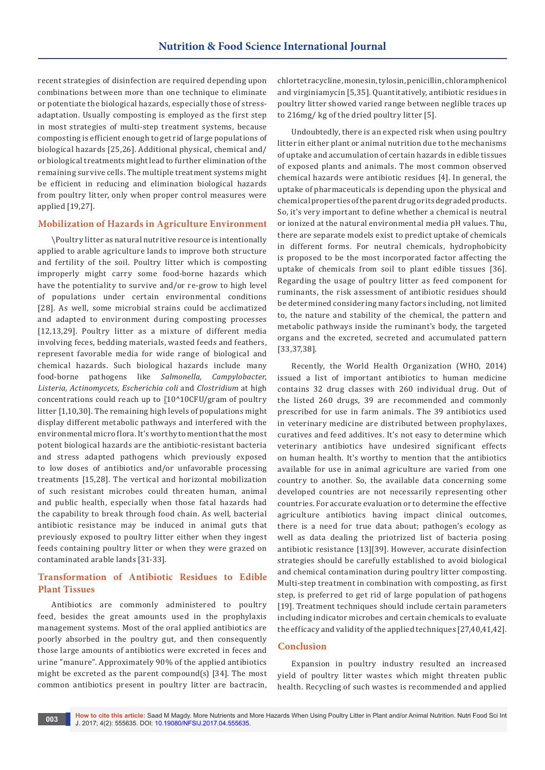recent strategies of disinfection are required depending upon combinations between more than one technique to eliminate or potentiate the biological hazards, especially those of stress-adaptation. Usually composting is employed as the first step in most strategies of multi-step treatment systems, because composting is efficient enough to get rid of large populations of biological hazards [25,26]. Additional physical, chemical and/or biological treatments might lead to further elimination of the remaining survive cells. The multiple treatment systems might be efficient in reducing and elimination biological hazards from poultry litter, only when proper control measures were applied [19,27].

## Mobilization of Hazards in Agriculture Environment

\Poultry litter as natural nutritive resource is intentionally applied to arable agriculture lands to improve both structure and fertility of the soil. Poultry litter which is composting improperly might carry some food-borne hazards which have the potentiality to survive and/or re-grow to high level of populations under certain environmental conditions [28]. As well, some microbial strains could be acclimatized and adapted to environment during composting processes [12,13,29]. Poultry litter as a mixture of different media involving feces, bedding materials, wasted feeds and feathers, represent favorable media for wide range of biological and chemical hazards. Such biological hazards include many food-borne pathogens like *Salmonella, Campylobacter, Listeria, Actinomycets, Escherichia coli* and *Clostridium* at high concentrations could reach up to 〖10^10CFU/gram of poultry litter [1,10,30]. The remaining high levels of populations might display different metabolic pathways and interfered with the environmental micro flora. It's worthy to mention that the most potent biological hazards are the antibiotic-resistant bacteria and stress adapted pathogens which previously exposed to low doses of antibiotics and/or unfavorable processing treatments [15,28]. The vertical and horizontal mobilization of such resistant microbes could threaten human, animal and public health, especially when those fatal hazards had the capability to break through food chain. As well, bacterial antibiotic resistance may be induced in animal guts that previously exposed to poultry litter either when they ingest feeds containing poultry litter or when they were grazed on contaminated arable lands [31-33].

## Transformation of Antibiotic Residues to Edible Plant Tissues

Antibiotics are commonly administered to poultry feed, besides the great amounts used in the prophylaxis management systems. Most of the oral applied antibiotics are poorly absorbed in the poultry gut, and then consequently those large amounts of antibiotics were excreted in feces and urine "manure". Approximately 90% of the applied antibiotics might be excreted as the parent compound(s) [34]. The most common antibiotics present in poultry litter are bactracin, chlortetracycline, monesin, tylosin, penicillin, chloramphenicol and virginiamycin [5,35]. Quantitatively, antibiotic residues in poultry litter showed varied range between neglible traces up to 216mg/ kg of the dried poultry litter [5].

Undoubtedly, there is an expected risk when using poultry litter in either plant or animal nutrition due to the mechanisms of uptake and accumulation of certain hazards in edible tissues of exposed plants and animals. The most common observed chemical hazards were antibiotic residues [4]. In general, the uptake of pharmaceuticals is depending upon the physical and chemical properties of the parent drug or its degraded products. So, it's very important to define whether a chemical is neutral or ionized at the natural environmental media pH values. Thu, there are separate models exist to predict uptake of chemicals in different forms. For neutral chemicals, hydrophobicity is proposed to be the most incorporated factor affecting the uptake of chemicals from soil to plant edible tissues [36]. Regarding the usage of poultry litter as feed component for ruminants, the risk assessment of antibiotic residues should be determined considering many factors including, not limited to, the nature and stability of the chemical, the pattern and metabolic pathways inside the ruminant's body, the targeted organs and the excreted, secreted and accumulated pattern [33,37,38].

Recently, the World Health Organization (WHO, 2014) issued a list of important antibiotics to human medicine contains 32 drug classes with 260 individual drug. Out of the listed 260 drugs, 39 are recommended and commonly prescribed for use in farm animals. The 39 antibiotics used in veterinary medicine are distributed between prophylaxes, curatives and feed additives. It's not easy to determine which veterinary antibiotics have undesired significant effects on human health. It's worthy to mention that the antibiotics available for use in animal agriculture are varied from one country to another. So, the available data concerning some developed countries are not necessarily representing other countries. For accurate evaluation or to determine the effective agriculture antibiotics having impact clinical outcomes, there is a need for true data about; pathogen's ecology as well as data dealing the priotrized list of bacteria posing antibiotic resistance [13][39]. However, accurate disinfection strategies should be carefully established to avoid biological and chemical contamination during poultry litter composting. Multi-step treatment in combination with composting, as first step, is preferred to get rid of large population of pathogens [19]. Treatment techniques should include certain parameters including indicator microbes and certain chemicals to evaluate the efficacy and validity of the applied techniques [27,40,41,42].

## Conclusion

Expansion in poultry industry resulted an increased yield of poultry litter wastes which might threaten public health. Recycling of such wastes is recommended and applied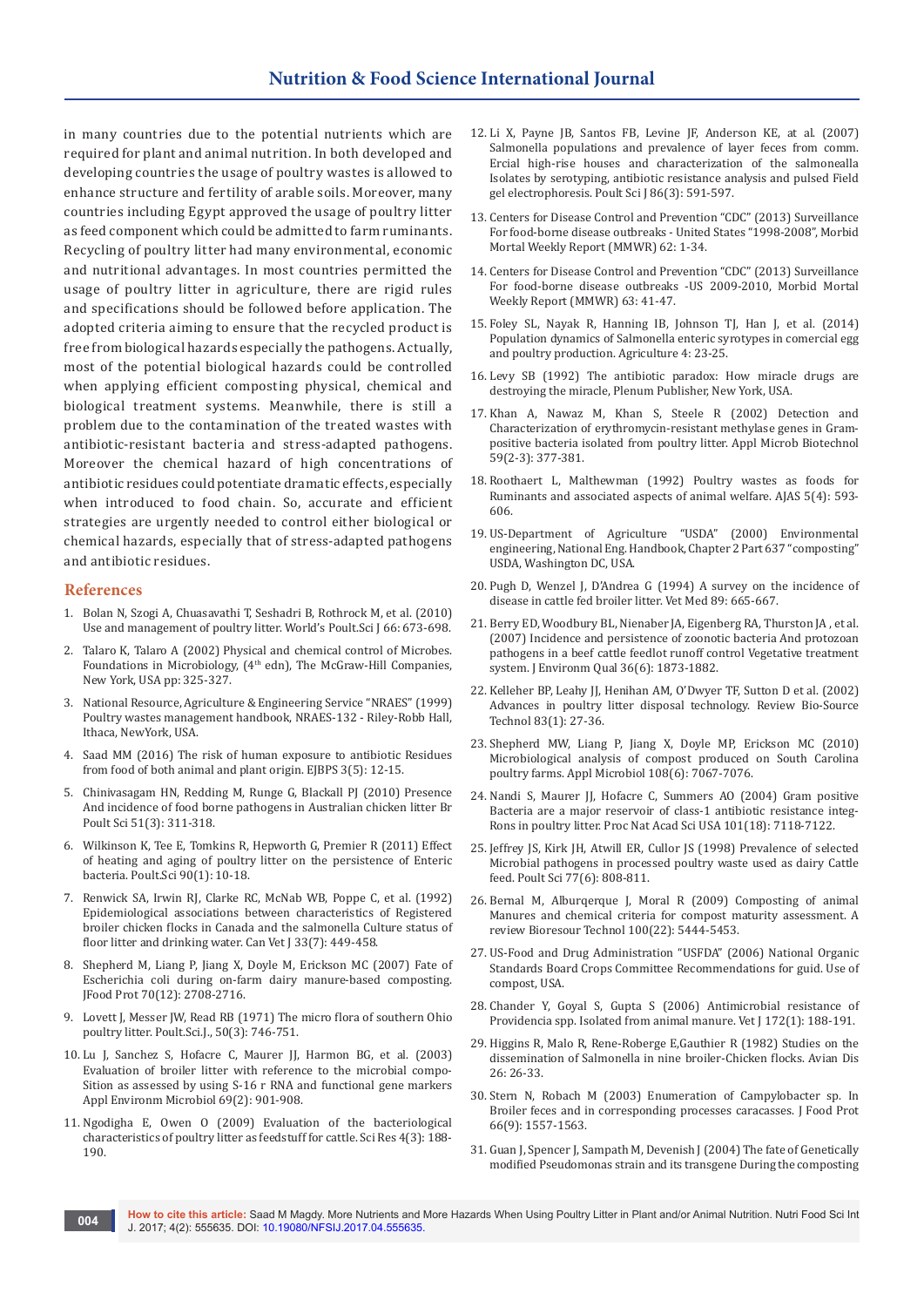in many countries due to the potential nutrients which are required for plant and animal nutrition. In both developed and developing countries the usage of poultry wastes is allowed to enhance structure and fertility of arable soils. Moreover, many countries including Egypt approved the usage of poultry litter as feed component which could be admitted to farm ruminants. Recycling of poultry litter had many environmental, economic and nutritional advantages. In most countries permitted the usage of poultry litter in agriculture, there are rigid rules and specifications should be followed before application. The adopted criteria aiming to ensure that the recycled product is free from biological hazards especially the pathogens. Actually, most of the potential biological hazards could be controlled when applying efficient composting physical, chemical and biological treatment systems. Meanwhile, there is still a problem due to the contamination of the treated wastes with antibiotic-resistant bacteria and stress-adapted pathogens. Moreover the chemical hazard of high concentrations of antibiotic residues could potentiate dramatic effects, especially when introduced to food chain. So, accurate and efficient strategies are urgently needed to control either biological or chemical hazards, especially that of stress-adapted pathogens and antibiotic residues.

## References

1. Bolan N, Szogi A, Chuasavathi T, Seshadri B, Rothrock M, et al. (2010) Use and management of poultry litter. World's Poult.Sci J 66: 673-698.
2. Talaro K, Talaro A (2002) Physical and chemical control of Microbes. Foundations in Microbiology, (4th edn), The McGraw-Hill Companies, New York, USA pp: 325-327.
3. National Resource, Agriculture & Engineering Service "NRAES" (1999) Poultry wastes management handbook, NRAES-132 - Riley-Robb Hall, Ithaca, NewYork, USA.
4. Saad MM (2016) The risk of human exposure to antibiotic Residues from food of both animal and plant origin. EJBPS 3(5): 12-15.
5. Chinivasagam HN, Redding M, Runge G, Blackall PJ (2010) Presence And incidence of food borne pathogens in Australian chicken litter Br Poult Sci 51(3): 311-318.
6. Wilkinson K, Tee E, Tomkins R, Hepworth G, Premier R (2011) Effect of heating and aging of poultry litter on the persistence of Enteric bacteria. Poult.Sci 90(1): 10-18.
7. Renwick SA, Irwin RJ, Clarke RC, McNab WB, Poppe C, et al. (1992) Epidemiological associations between characteristics of Registered broiler chicken flocks in Canada and the salmonella Culture status of floor litter and drinking water. Can Vet J 33(7): 449-458.
8. Shepherd M, Liang P, Jiang X, Doyle M, Erickson MC (2007) Fate of Escherichia coli during on-farm dairy manure-based composting. JFood Prot 70(12): 2708-2716.
9. Lovett J, Messer JW, Read RB (1971) The micro flora of southern Ohio poultry litter. Poult.Sci.J., 50(3): 746-751.
10. Lu J, Sanchez S, Hofacre C, Maurer JJ, Harmon BG, et al. (2003) Evaluation of broiler litter with reference to the microbial compo-Sition as assessed by using S-16 r RNA and functional gene markers Appl Environm Microbiol 69(2): 901-908.
11. Ngodigha E, Owen O (2009) Evaluation of the bacteriological characteristics of poultry litter as feedstuff for cattle. Sci Res 4(3): 188-190.
12. Li X, Payne JB, Santos FB, Levine JF, Anderson KE, at al. (2007) Salmonella populations and prevalence of layer feces from comm. Ercial high-rise houses and characterization of the salmonealla Isolates by serotyping, antibiotic resistance analysis and pulsed Field gel electrophoresis. Poult Sci J 86(3): 591-597.
13. Centers for Disease Control and Prevention "CDC" (2013) Surveillance For food-borne disease outbreaks - United States "1998-2008", Morbid Mortal Weekly Report (MMWR) 62: 1-34.
14. Centers for Disease Control and Prevention "CDC" (2013) Surveillance For food-borne disease outbreaks -US 2009-2010, Morbid Mortal Weekly Report (MMWR) 63: 41-47.
15. Foley SL, Nayak R, Hanning IB, Johnson TJ, Han J, et al. (2014) Population dynamics of Salmonella enteric syrotypes in comercial egg and poultry production. Agriculture 4: 23-25.
16. Levy SB (1992) The antibiotic paradox: How miracle drugs are destroying the miracle, Plenum Publisher, New York, USA.
17. Khan A, Nawaz M, Khan S, Steele R (2002) Detection and Characterization of erythromycin-resistant methylase genes in Gram-positive bacteria isolated from poultry litter. Appl Microb Biotechnol 59(2-3): 377-381.
18. Roothaert L, Malthewman (1992) Poultry wastes as foods for Ruminants and associated aspects of animal welfare. AJAS 5(4): 593-606.
19. US-Department of Agriculture "USDA" (2000) Environmental engineering, National Eng. Handbook, Chapter 2 Part 637 "composting" USDA, Washington DC, USA.
20. Pugh D, Wenzel J, D'Andrea G (1994) A survey on the incidence of disease in cattle fed broiler litter. Vet Med 89: 665-667.
21. Berry ED, Woodbury BL, Nienaber JA, Eigenberg RA, Thurston JA , et al. (2007) Incidence and persistence of zoonotic bacteria And protozoan pathogens in a beef cattle feedlot runoff control Vegetative treatment system. J Environm Qual 36(6): 1873-1882.
22. Kelleher BP, Leahy JJ, Henihan AM, O'Dwyer TF, Sutton D et al. (2002) Advances in poultry litter disposal technology. Review Bio-Source Technol 83(1): 27-36.
23. Shepherd MW, Liang P, Jiang X, Doyle MP, Erickson MC (2010) Microbiological analysis of compost produced on South Carolina poultry farms. Appl Microbiol 108(6): 7067-7076.
24. Nandi S, Maurer JJ, Hofacre C, Summers AO (2004) Gram positive Bacteria are a major reservoir of class-1 antibiotic resistance integ-Rons in poultry litter. Proc Nat Acad Sci USA 101(18): 7118-7122.
25. Jeffrey JS, Kirk JH, Atwill ER, Cullor JS (1998) Prevalence of selected Microbial pathogens in processed poultry waste used as dairy Cattle feed. Poult Sci 77(6): 808-811.
26. Bernal M, Alburquerque J, Moral R (2009) Composting of animal Manures and chemical criteria for compost maturity assessment. A review Bioresour Technol 100(22): 5444-5453.
27. US-Food and Drug Administration "USFDA" (2006) National Organic Standards Board Crops Committee Recommendations for guid. Use of compost, USA.
28. Chander Y, Goyal S, Gupta S (2006) Antimicrobial resistance of Providencia spp. Isolated from animal manure. Vet J 172(1): 188-191.
29. Higgins R, Malo R, Rene-Roberge E,Gauthier R (1982) Studies on the dissemination of Salmonella in nine broiler-Chicken flocks. Avian Dis 26: 26-33.
30. Stern N, Robach M (2003) Enumeration of Campylobacter sp. In Broiler feces and in corresponding processes caracasses. J Food Prot 66(9): 1557-1563.
31. Guan J, Spencer J, Sampath M, Devenish J (2004) The fate of Genetically modified Pseudomonas strain and its transgene During the composting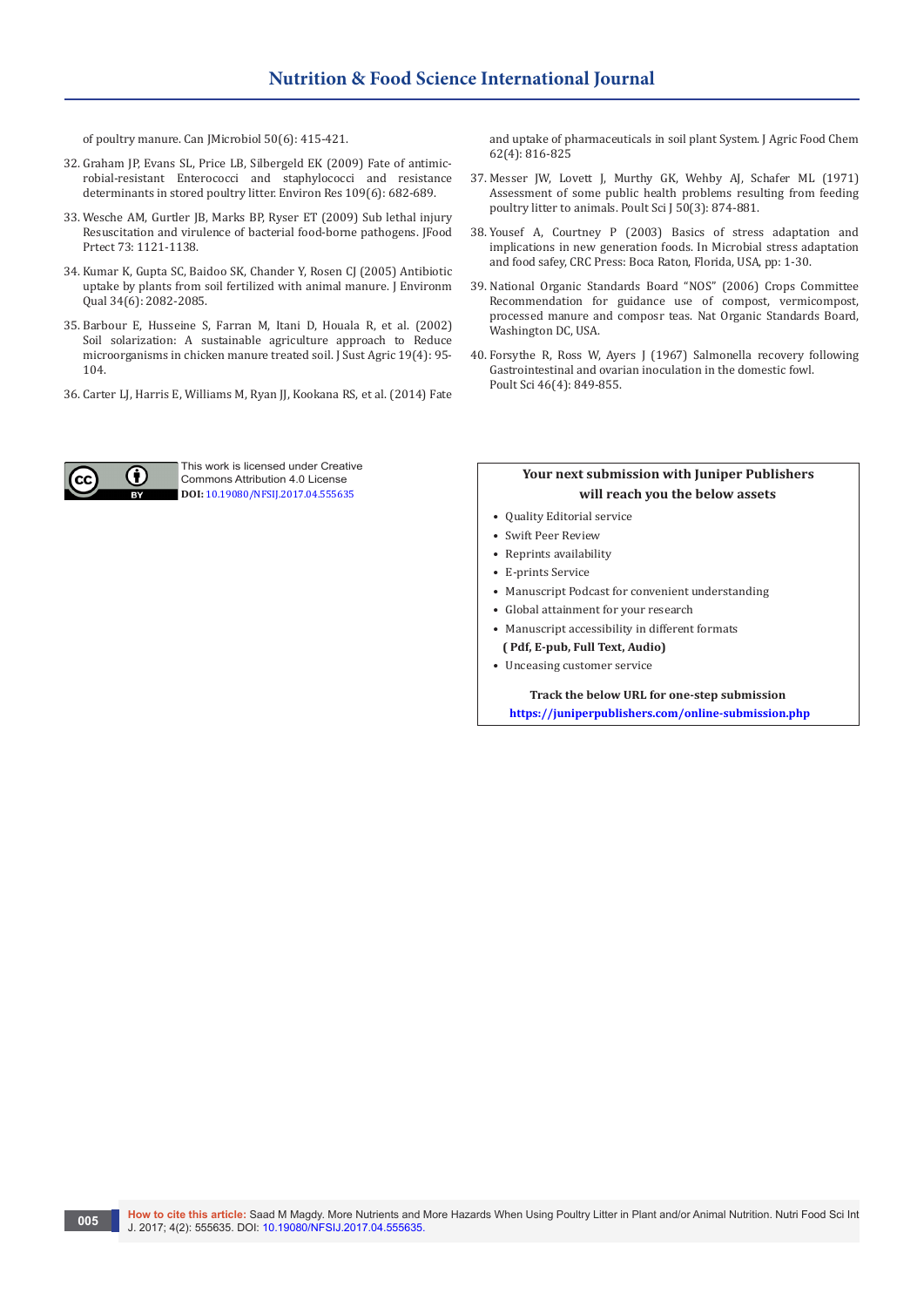of poultry manure. Can JMicrobiol 50(6): 415-421.

32. Graham JP, Evans SL, Price LB, Silbergeld EK (2009) Fate of antimicrobial-resistant Enterococci and staphylococci and resistance determinants in stored poultry litter. Environ Res 109(6): 682-689.
33. Wesche AM, Gurtler JB, Marks BP, Ryser ET (2009) Sub lethal injury Resuscitation and virulence of bacterial food-borne pathogens. JFood Prtect 73: 1121-1138.
34. Kumar K, Gupta SC, Baidoo SK, Chander Y, Rosen CJ (2005) Antibiotic uptake by plants from soil fertilized with animal manure. J Environm Qual 34(6): 2082-2085.
35. Barbour E, Husseine S, Farran M, Itani D, Houala R, et al. (2002) Soil solarization: A sustainable agriculture approach to Reduce microorganisms in chicken manure treated soil. J Sust Agric 19(4): 95-104.
36. Carter LJ, Harris E, Williams M, Ryan JJ, Kookana RS, et al. (2014) Fate and uptake of pharmaceuticals in soil plant System. J Agric Food Chem 62(4): 816-825
37. Messer JW, Lovett J, Murthy GK, Wehby AJ, Schafer ML (1971) Assessment of some public health problems resulting from feeding poultry litter to animals. Poult Sci J 50(3): 874-881.
38. Yousef A, Courtney P (2003) Basics of stress adaptation and implications in new generation foods. In Microbial stress adaptation and food safey, CRC Press: Boca Raton, Florida, USA, pp: 1-30.
39. National Organic Standards Board "NOS" (2006) Crops Committee Recommendation for guidance use of compost, vermicompost, processed manure and composr teas. Nat Organic Standards Board, Washington DC, USA.
40. Forsythe R, Ross W, Ayers J (1967) Salmonella recovery following Gastrointestinal and ovarian inoculation in the domestic fowl. Poult Sci 46(4): 849-855.

This work is licensed under Creative Commons Attribution 4.0 License
**DOI:** 10.19080/NFSIJ.2017.04.555635

**Your next submission with Juniper Publishers will reach you the below assets**

- Quality Editorial service
- Swift Peer Review
- Reprints availability
- E-prints Service
- Manuscript Podcast for convenient understanding
- Global attainment for your research
- Manuscript accessibility in different formats
  **( Pdf, E-pub, Full Text, Audio)**
- Unceasing customer service

**Track the below URL for one-step submission**
**https://juniperpublishers.com/online-submission.php**

**How to cite this article:** Saad M Magdy. More Nutrients and More Hazards When Using Poultry Litter in Plant and/or Animal Nutrition. Nutri Food Sci Int J. 2017; 4(2): 555635. DOI: 10.19080/NFSIJ.2017.04.555635.